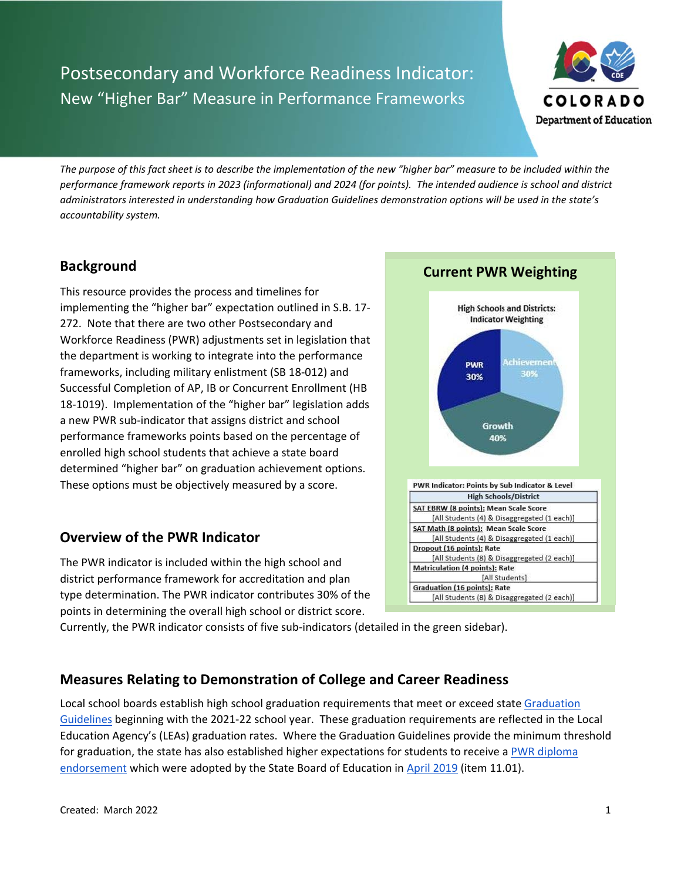# Postsecondary and Workforce Readiness Indicator:

## New "Higher Bar" Measure in Performance Frameworks

*The purpose of this fact sheet is to describe the implementation of the new "higher bar" measure to be included within the performance framework reports in 2023 (informational) and 2024 (for points). The intended audience is school and district administrators interested in understanding how Graduation Guidelines demonstration options will be used in the state's accountability system.*

## Background

This resource provides the process and timelines for implementing the "higher bar" expectation outlined in S.B. 17-272. Note that there are two other Postsecondary and Workforce Readiness (PWR) adjustments set in legislation that the department is working to integrate into the performance frameworks, including military enlistment (SB 18-012) and Successful Completion of AP, IB or Concurrent Enrollment (HB 18-1019). Implementation of the "higher bar" legislation adds a new PWR sub-indicator that assigns district and school performance frameworks points based on the percentage of enrolled high school students that achieve a state board determined "higher bar" on graduation achievement options. These options must be objectively measured by a score.

## Overview of the PWR Indicator

The PWR indicator is included within the high school and district performance framework for accreditation and plan type determination. The PWR indicator contributes 30% of the points in determining the overall high school or district score. Currently, the PWR indicator consists of five sub-indicators (detailed in the green sidebar).

### Current PWR Weighting

High Schools and Districts: Indicator Weighting

- PWR 30%
- Achievement 30%
- Growth 40%

| PWR Indicator: Points by Sub Indicator & Level |
|---|
| **High Schools/District** |
| **SAT EBRW (8 points):** Mean Scale Score [All Students (4) & Disaggregated (1 each)] |
| **SAT Math (8 points):** Mean Scale Score [All Students (4) & Disaggregated (1 each)] |
| **Dropout (16 points):** Rate [All Students (8) & Disaggregated (2 each)] |
| **Matriculation (4 points):** Rate [All Students] |
| **Graduation (16 points):** Rate [All Students (8) & Disaggregated (2 each)] |

## Measures Relating to Demonstration of College and Career Readiness

Local school boards establish high school graduation requirements that meet or exceed state Graduation Guidelines beginning with the 2021-22 school year. These graduation requirements are reflected in the Local Education Agency's (LEAs) graduation rates. Where the Graduation Guidelines provide the minimum threshold for graduation, the state has also established higher expectations for students to receive a PWR diploma endorsement which were adopted by the State Board of Education in April 2019 (item 11.01).

Created: March 2022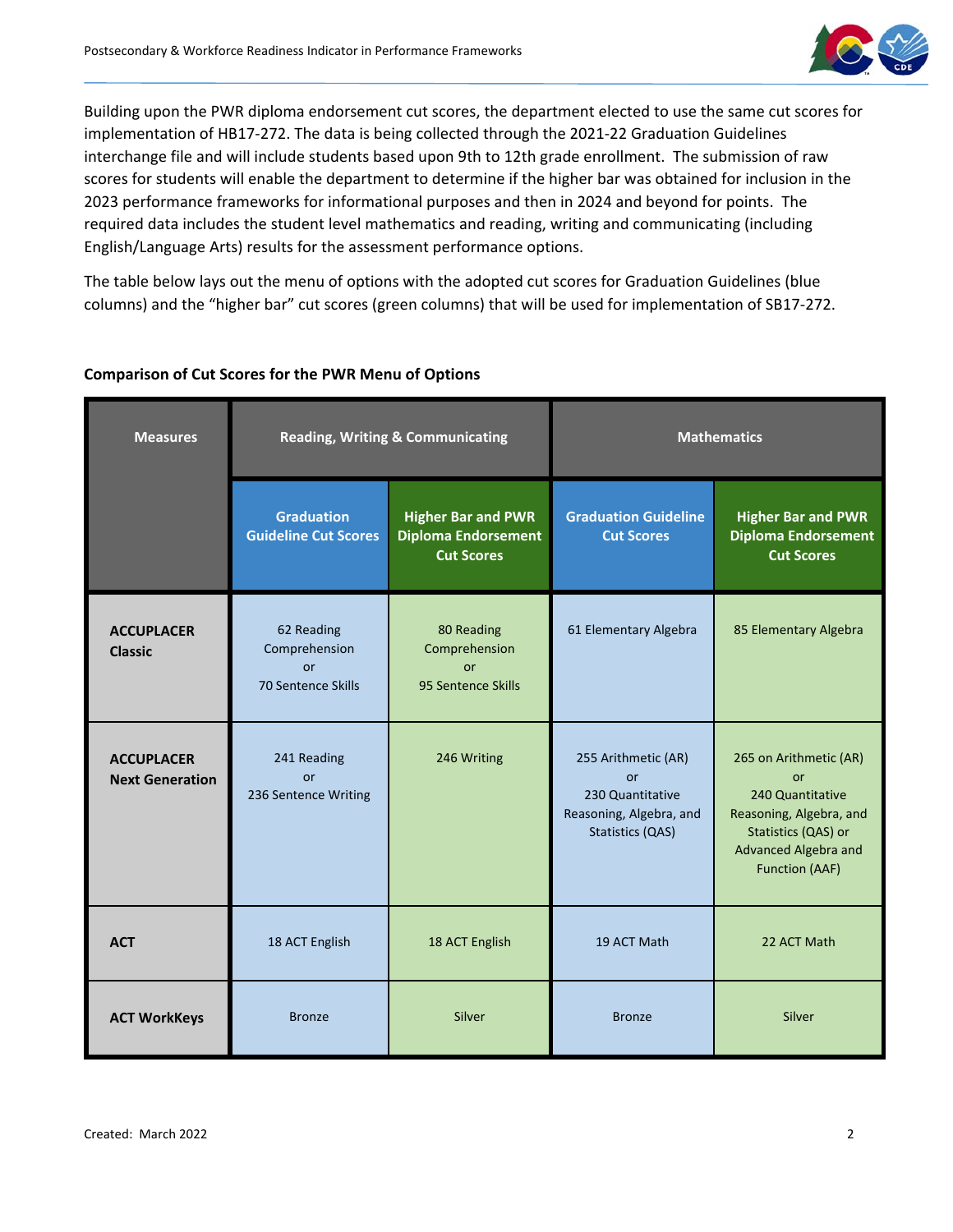Building upon the PWR diploma endorsement cut scores, the department elected to use the same cut scores for implementation of HB17-272. The data is being collected through the 2021-22 Graduation Guidelines interchange file and will include students based upon 9th to 12th grade enrollment. The submission of raw scores for students will enable the department to determine if the higher bar was obtained for inclusion in the 2023 performance frameworks for informational purposes and then in 2024 and beyond for points. The required data includes the student level mathematics and reading, writing and communicating (including English/Language Arts) results for the assessment performance options.

The table below lays out the menu of options with the adopted cut scores for Graduation Guidelines (blue columns) and the "higher bar" cut scores (green columns) that will be used for implementation of SB17-272.

**Comparison of Cut Scores for the PWR Menu of Options**

| Measures | Reading, Writing & Communicating | | Mathematics | |
|---|---|---|---|---|
| | Graduation Guideline Cut Scores | Higher Bar and PWR Diploma Endorsement Cut Scores | Graduation Guideline Cut Scores | Higher Bar and PWR Diploma Endorsement Cut Scores |
| **ACCUPLACER Classic** | 62 Reading Comprehension or 70 Sentence Skills | 80 Reading Comprehension or 95 Sentence Skills | 61 Elementary Algebra | 85 Elementary Algebra |
| **ACCUPLACER Next Generation** | 241 Reading or 236 Sentence Writing | 246 Writing | 255 Arithmetic (AR) or 230 Quantitative Reasoning, Algebra, and Statistics (QAS) | 265 on Arithmetic (AR) or 240 Quantitative Reasoning, Algebra, and Statistics (QAS) or Advanced Algebra and Function (AAF) |
| **ACT** | 18 ACT English | 18 ACT English | 19 ACT Math | 22 ACT Math |
| **ACT WorkKeys** | Bronze | Silver | Bronze | Silver |

Created: March 2022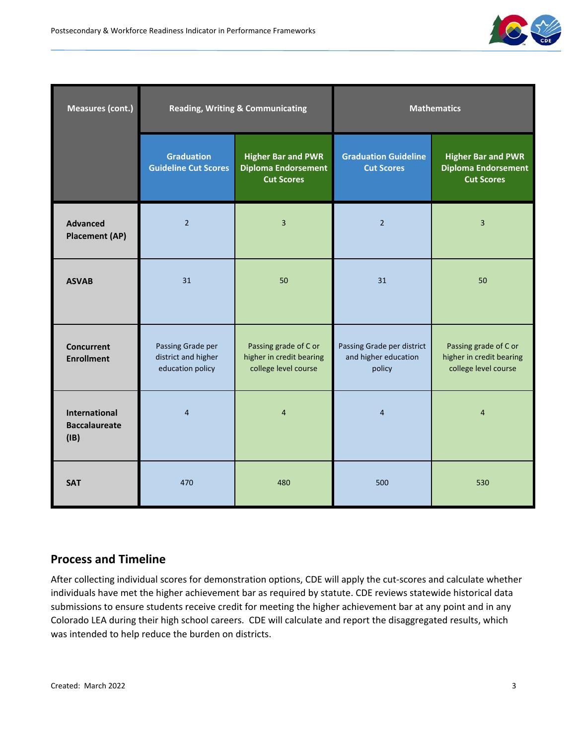| Measures (cont.) | Reading, Writing & Communicating | | Mathematics | |
|---|---|---|---|---|
| | Graduation Guideline Cut Scores | Higher Bar and PWR Diploma Endorsement Cut Scores | Graduation Guideline Cut Scores | Higher Bar and PWR Diploma Endorsement Cut Scores |
| **Advanced Placement (AP)** | 2 | 3 | 2 | 3 |
| **ASVAB** | 31 | 50 | 31 | 50 |
| **Concurrent Enrollment** | Passing Grade per district and higher education policy | Passing grade of C or higher in credit bearing college level course | Passing Grade per district and higher education policy | Passing grade of C or higher in credit bearing college level course |
| **International Baccalaureate (IB)** | 4 | 4 | 4 | 4 |
| **SAT** | 470 | 480 | 500 | 530 |

## Process and Timeline

After collecting individual scores for demonstration options, CDE will apply the cut-scores and calculate whether individuals have met the higher achievement bar as required by statute. CDE reviews statewide historical data submissions to ensure students receive credit for meeting the higher achievement bar at any point and in any Colorado LEA during their high school careers. CDE will calculate and report the disaggregated results, which was intended to help reduce the burden on districts.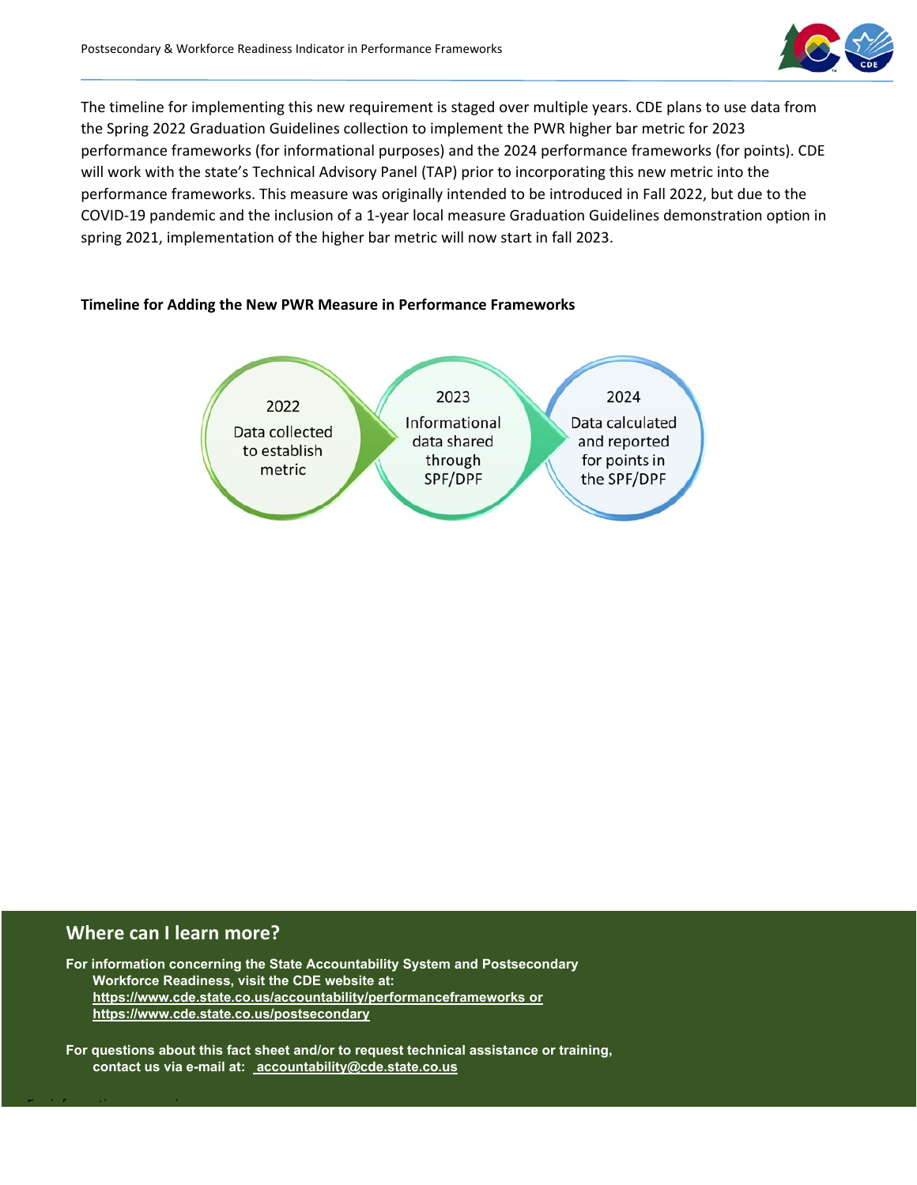The timeline for implementing this new requirement is staged over multiple years. CDE plans to use data from the Spring 2022 Graduation Guidelines collection to implement the PWR higher bar metric for 2023 performance frameworks (for informational purposes) and the 2024 performance frameworks (for points). CDE will work with the state's Technical Advisory Panel (TAP) prior to incorporating this new metric into the performance frameworks. This measure was originally intended to be introduced in Fall 2022, but due to the COVID-19 pandemic and the inclusion of a 1-year local measure Graduation Guidelines demonstration option in spring 2021, implementation of the higher bar metric will now start in fall 2023.

**Timeline for Adding the New PWR Measure in Performance Frameworks**

2022
Data collected to establish metric

2023
Informational data shared through SPF/DPF

2024
Data calculated and reported for points in the SPF/DPF

## Where can I learn more?

**For information concerning the State Accountability System and Postsecondary Workforce Readiness, visit the CDE website at: https://www.cde.state.co.us/accountability/performanceframeworks or https://www.cde.state.co.us/postsecondary**

**For questions about this fact sheet and/or to request technical assistance or training, contact us via e-mail at: accountability@cde.state.co.us**